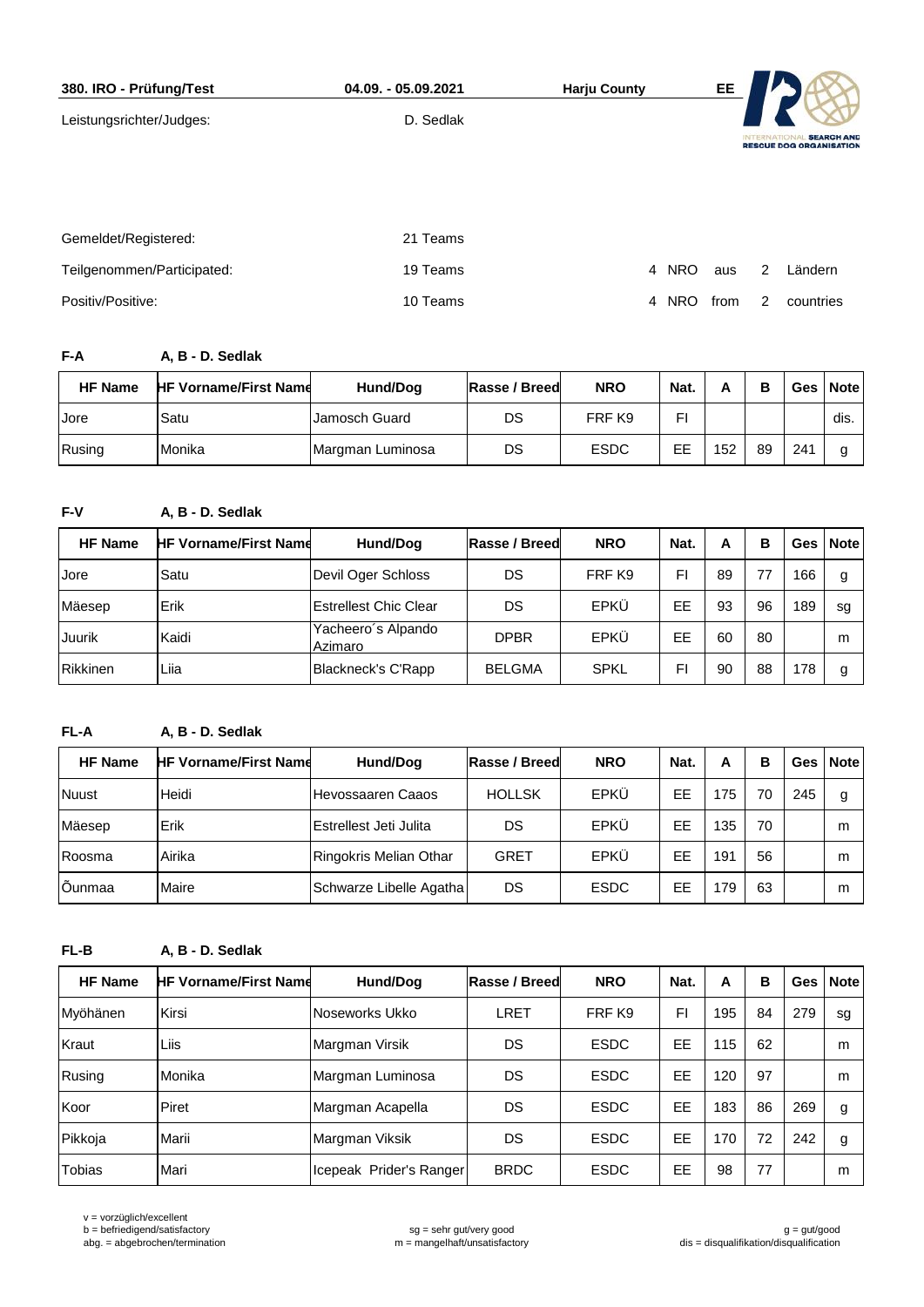**380. IRO - Prüfung/Test** | **04.09. - 05.09.2021** | **Harju County** | **EE**

INTERNATIONAL SEARCH AND RESCUE DOG ORGANISATION

Leistungsrichter/Judges: D. Sedlak

| | | |
|---|---|---|
| Gemeldet/Registered: | 21 Teams | |
| Teilgenommen/Participated: | 19 Teams | 4 NRO aus 2 Ländern |
| Positiv/Positive: | 10 Teams | 4 NRO from 2 countries |

**F-A** A, B - D. Sedlak

| HF Name | HF Vorname/First Name | Hund/Dog | Rasse / Breed | NRO | Nat. | A | B | Ges | Note |
|---|---|---|---|---|---|---|---|---|---|
| Jore | Satu | Jamosch Guard | DS | FRF K9 | FI | | | | dis. |
| Rusing | Monika | Margman Luminosa | DS | ESDC | EE | 152 | 89 | 241 | g |

**F-V** A, B - D. Sedlak

| HF Name | HF Vorname/First Name | Hund/Dog | Rasse / Breed | NRO | Nat. | A | B | Ges | Note |
|---|---|---|---|---|---|---|---|---|---|
| Jore | Satu | Devil Oger Schloss | DS | FRF K9 | FI | 89 | 77 | 166 | g |
| Mäesep | Erik | Estrellest Chic Clear | DS | EPKÜ | EE | 93 | 96 | 189 | sg |
| Juurik | Kaidi | Yacheero´s Alpando Azimaro | DPBR | EPKÜ | EE | 60 | 80 | | m |
| Rikkinen | Liia | Blackneck's C'Rapp | BELGMA | SPKL | FI | 90 | 88 | 178 | g |

**FL-A** A, B - D. Sedlak

| HF Name | HF Vorname/First Name | Hund/Dog | Rasse / Breed | NRO | Nat. | A | B | Ges | Note |
|---|---|---|---|---|---|---|---|---|---|
| Nuust | Heidi | Hevossaaren Caaos | HOLLSK | EPKÜ | EE | 175 | 70 | 245 | g |
| Mäesep | Erik | Estrellest Jeti Julita | DS | EPKÜ | EE | 135 | 70 | | m |
| Roosma | Airika | Ringokris Melian Othar | GRET | EPKÜ | EE | 191 | 56 | | m |
| Õunmaa | Maire | Schwarze Libelle Agatha | DS | ESDC | EE | 179 | 63 | | m |

**FL-B** A, B - D. Sedlak

| HF Name | HF Vorname/First Name | Hund/Dog | Rasse / Breed | NRO | Nat. | A | B | Ges | Note |
|---|---|---|---|---|---|---|---|---|---|
| Myöhänen | Kirsi | Noseworks Ukko | LRET | FRF K9 | FI | 195 | 84 | 279 | sg |
| Kraut | Liis | Margman Virsik | DS | ESDC | EE | 115 | 62 | | m |
| Rusing | Monika | Margman Luminosa | DS | ESDC | EE | 120 | 97 | | m |
| Koor | Piret | Margman Acapella | DS | ESDC | EE | 183 | 86 | 269 | g |
| Pikkoja | Marii | Margman Viksik | DS | ESDC | EE | 170 | 72 | 242 | g |
| Tobias | Mari | Icepeak Prider's Ranger | BRDC | ESDC | EE | 98 | 77 | | m |

v = vorzüglich/excellent
b = befriedigend/satisfactory
abg. = abgebrochen/termination
sg = sehr gut/very good
m = mangelhaft/unsatisfactory
g = gut/good
dis = disqualifikation/disqualification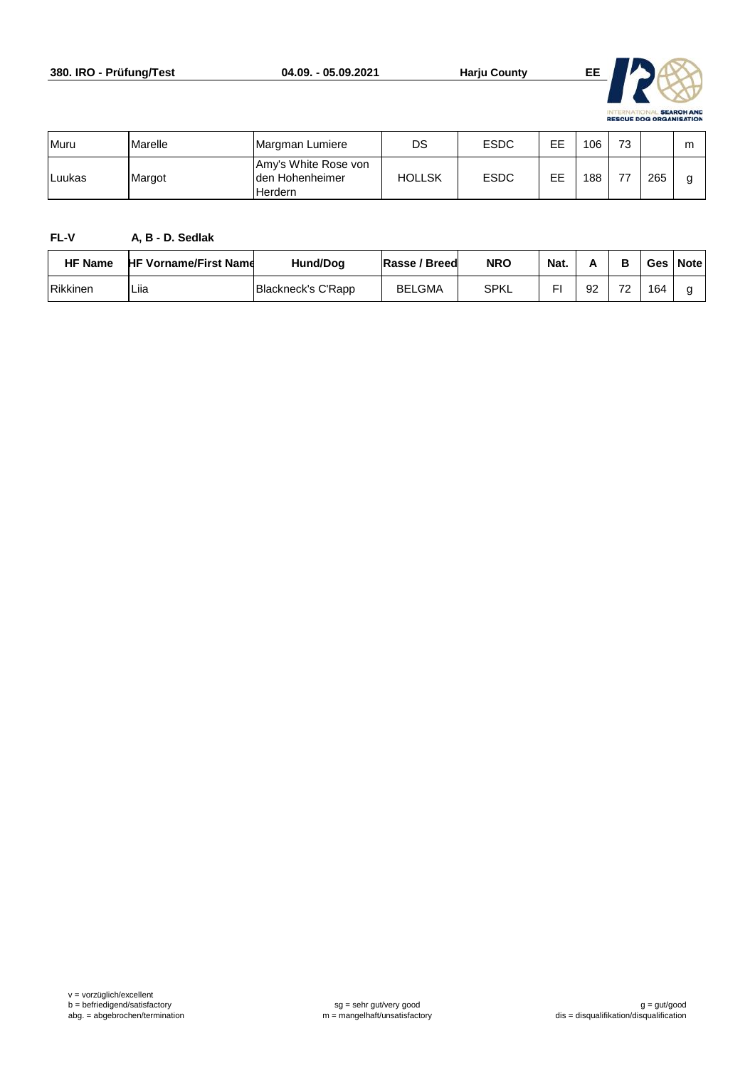| | | | | | | | | | |
|---|---|---|---|---|---|---|---|---|---|
| Muru | Marelle | Margman Lumiere | DS | ESDC | EE | 106 | 73 | | m |
| Luukas | Margot | Amy's White Rose von den Hohenheimer Herdern | HOLLSK | ESDC | EE | 188 | 77 | 265 | g |

**FL-V** **A, B - D. Sedlak**

| HF Name | HF Vorname/First Name | Hund/Dog | Rasse / Breed | NRO | Nat. | A | B | Ges | Note |
|---|---|---|---|---|---|---|---|---|---|
| Rikkinen | Liia | Blackneck's C'Rapp | BELGMA | SPKL | FI | 92 | 72 | 164 | g |

v = vorzüglich/excellent
b = befriedigend/satisfactory
abg. = abgebrochen/termination

sg = sehr gut/very good
m = mangelhaft/unsatisfactory

g = gut/good
dis = disqualifikation/disqualification